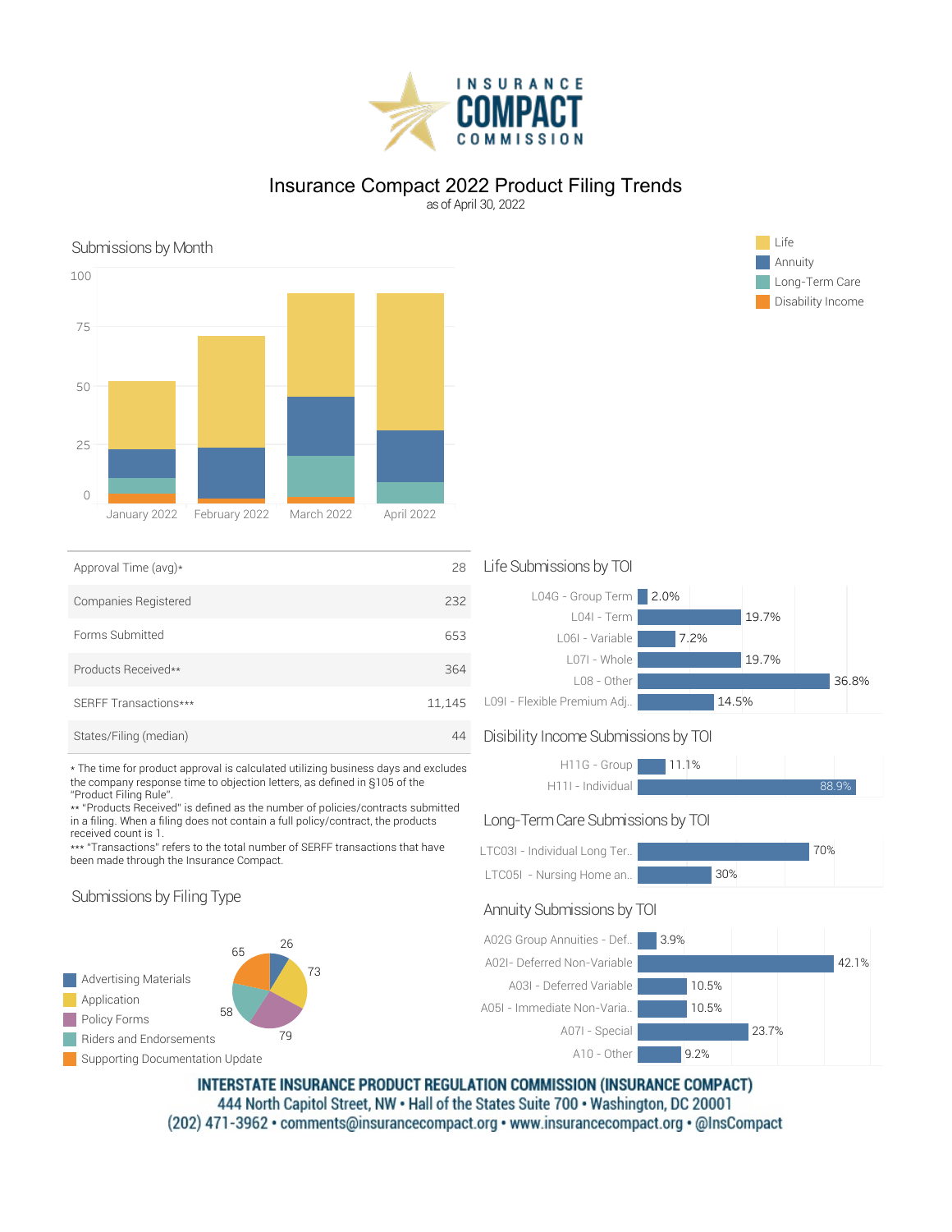Insurance Compact

# Insurance Compact 2022 Product Filing Trends

as of April 30, 2022

## Submissions by Month

Legend: Life, Annuity, Long-Term Care, Disability Income

100, 75, 50, 25, 0

January 2022, February 2022, March 2022, April 2022

| | |
|---|---|
| Approval Time (avg)* | 28 |
| Companies Registered | 232 |
| Forms Submitted | 653 |
| Products Received** | 364 |
| SERFF Transactions*** | 11,145 |
| States/Filing (median) | 44 |

\* The time for product approval is calculated utilizing business days and excludes the company response time to objection letters, as defined in §105 of the "Product Filing Rule".

\** "Products Received" is defined as the number of policies/contracts submitted in a filing. When a filing does not contain a full policy/contract, the products received count is 1.

\*** "Transactions" refers to the total number of SERFF transactions that have been made through the Insurance Compact.

## Submissions by Filing Type

| Filing Type | Count |
|---|---|
| Advertising Materials | 26 |
| Application | 73 |
| Policy Forms | 79 |
| Riders and Endorsements | 58 |
| Supporting Documentation Update | 65 |

## Life Submissions by TOI

| TOI | % |
|---|---|
| L04G - Group Term | 2.0% |
| L04I - Term | 19.7% |
| L06I - Variable | 7.2% |
| L07I - Whole | 19.7% |
| L08 - Other | 36.8% |
| L09I - Flexible Premium Adj.. | 14.5% |

## Disibility Income Submissions by TOI

| TOI | % |
|---|---|
| H11G - Group | 11.1% |
| H11I - Individual | 88.9% |

## Long-Term Care Submissions by TOI

| TOI | % |
|---|---|
| LTC03I - Individual Long Ter.. | 70% |
| LTC05I - Nursing Home an.. | 30% |

## Annuity Submissions by TOI

| TOI | % |
|---|---|
| A02G Group Annuities - Def.. | 3.9% |
| A02I- Deferred Non-Variable | 42.1% |
| A03I - Deferred Variable | 10.5% |
| A05I - Immediate Non-Varia.. | 10.5% |
| A07I - Special | 23.7% |
| A10 - Other | 9.2% |

**INTERSTATE INSURANCE PRODUCT REGULATION COMMISSION (INSURANCE COMPACT)**
444 North Capitol Street, NW • Hall of the States Suite 700 • Washington, DC 20001
(202) 471-3962 • comments@insurancecompact.org • www.insurancecompact.org • @InsCompact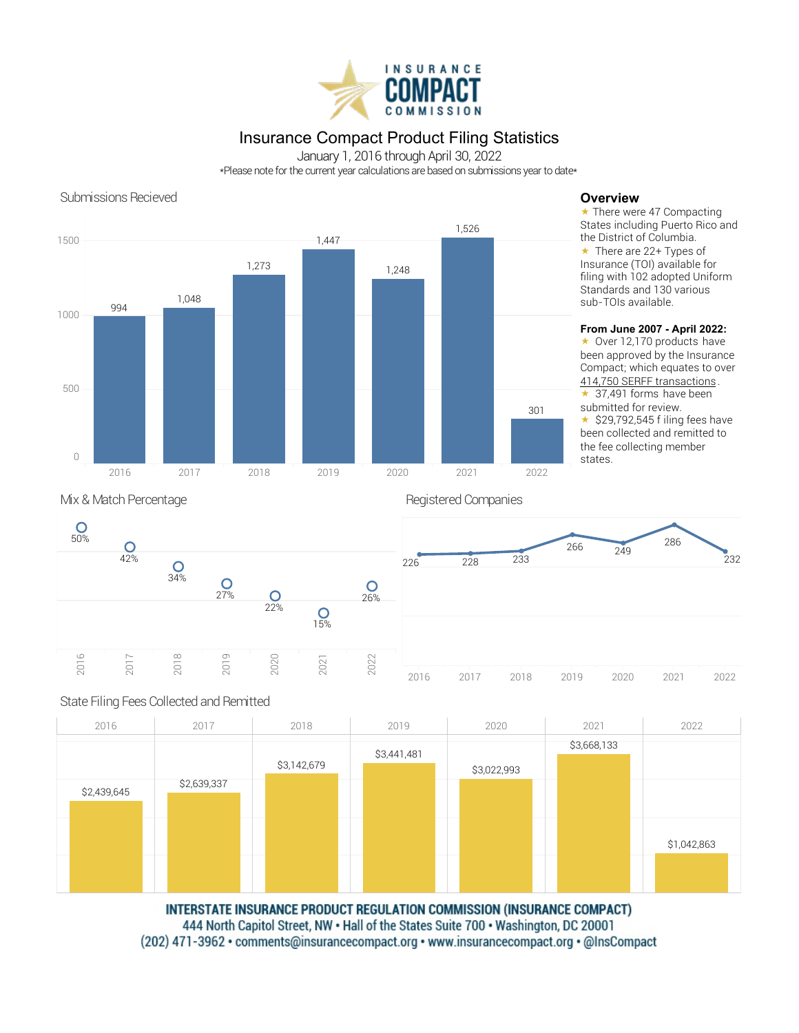INSURANCE COMPACT COMMISSION

# Insurance Compact Product Filing Statistics

January 1, 2016 through April 30, 2022

*Please note for the current year calculations are based on submissions year to date*

## Submissions Recieved

1500
1000
500
0

2016: 994
2017: 1,048
2018: 1,273
2019: 1,447
2020: 1,248
2021: 1,526
2022: 301

## Overview

★ There were 47 Compacting States including Puerto Rico and the District of Columbia.

★ There are 22+ Types of Insurance (TOI) available for filing with 102 adopted Uniform Standards and 130 various sub-TOIs available.

**From June 2007 - April 2022:**

★ Over 12,170 products have been approved by the Insurance Compact; which equates to over 414,750 SERFF transactions.

★ 37,491 forms have been submitted for review.

★ $29,792,545 filing fees have been collected and remitted to the fee collecting member states.

## Mix & Match Percentage

2016: 50%
2017: 42%
2018: 34%
2019: 27%
2020: 22%
2021: 15%
2022: 26%

## Registered Companies

2016: 226
2017: 228
2018: 233
2019: 266
2020: 249
2021: 286
2022: 232

## State Filing Fees Collected and Remitted

2016: $2,439,645
2017: $2,639,337
2018: $3,142,679
2019: $3,441,481
2020: $3,022,993
2021: $3,668,133
2022: $1,042,863

**INTERSTATE INSURANCE PRODUCT REGULATION COMMISSION (INSURANCE COMPACT)**
444 North Capitol Street, NW • Hall of the States Suite 700 • Washington, DC 20001
(202) 471-3962 • comments@insurancecompact.org • www.insurancecompact.org • @InsCompact